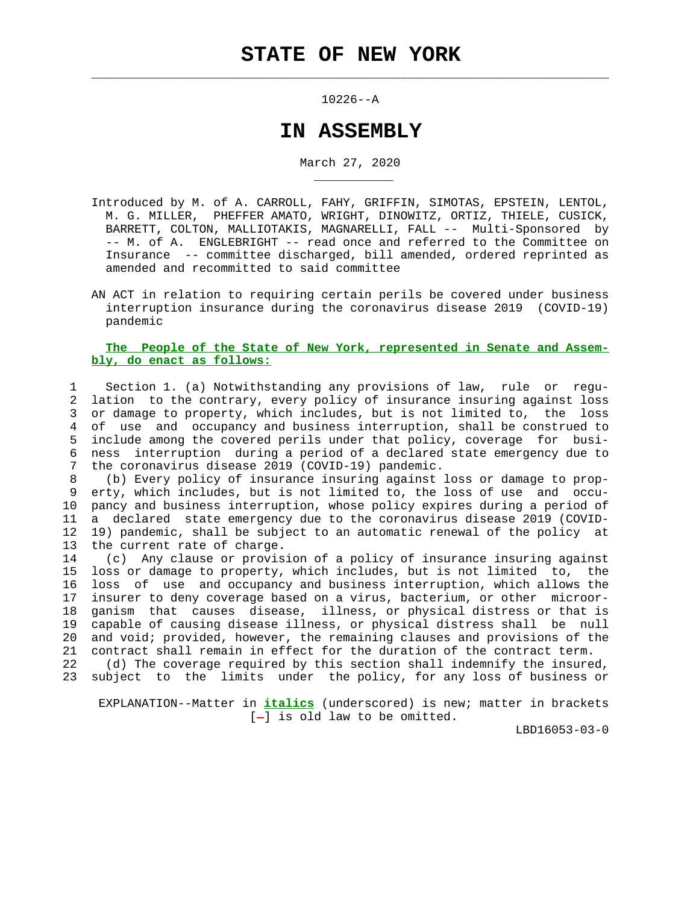# STATE OF NEW YORK

10226--A

# IN ASSEMBLY

March 27, 2020

Introduced by M. of A. CARROLL, FAHY, GRIFFIN, SIMOTAS, EPSTEIN, LENTOL, M. G. MILLER, PHEFFER AMATO, WRIGHT, DINOWITZ, ORTIZ, THIELE, CUSICK, BARRETT, COLTON, MALLIOTAKIS, MAGNARELLI, FALL -- Multi-Sponsored by -- M. of A. ENGLEBRIGHT -- read once and referred to the Committee on Insurance -- committee discharged, bill amended, ordered reprinted as amended and recommitted to said committee

AN ACT in relation to requiring certain perils be covered under business interruption insurance during the coronavirus disease 2019 (COVID-19) pandemic

**The People of the State of New York, represented in Senate and Assembly, do enact as follows:**

1 Section 1. (a) Notwithstanding any provisions of law, rule or regu-
2 lation to the contrary, every policy of insurance insuring against loss
3 or damage to property, which includes, but is not limited to, the loss
4 of use and occupancy and business interruption, shall be construed to
5 include among the covered perils under that policy, coverage for busi-
6 ness interruption during a period of a declared state emergency due to
7 the coronavirus disease 2019 (COVID-19) pandemic.
8 (b) Every policy of insurance insuring against loss or damage to prop-
9 erty, which includes, but is not limited to, the loss of use and occu-
10 pancy and business interruption, whose policy expires during a period of
11 a declared state emergency due to the coronavirus disease 2019 (COVID-
12 19) pandemic, shall be subject to an automatic renewal of the policy at
13 the current rate of charge.
14 (c) Any clause or provision of a policy of insurance insuring against
15 loss or damage to property, which includes, but is not limited to, the
16 loss of use and occupancy and business interruption, which allows the
17 insurer to deny coverage based on a virus, bacterium, or other microor-
18 ganism that causes disease, illness, or physical distress or that is
19 capable of causing disease illness, or physical distress shall be null
20 and void; provided, however, the remaining clauses and provisions of the
21 contract shall remain in effect for the duration of the contract term.
22 (d) The coverage required by this section shall indemnify the insured,
23 subject to the limits under the policy, for any loss of business or

EXPLANATION--Matter in ***italics*** (underscored) is new; matter in brackets [-] is old law to be omitted.

LBD16053-03-0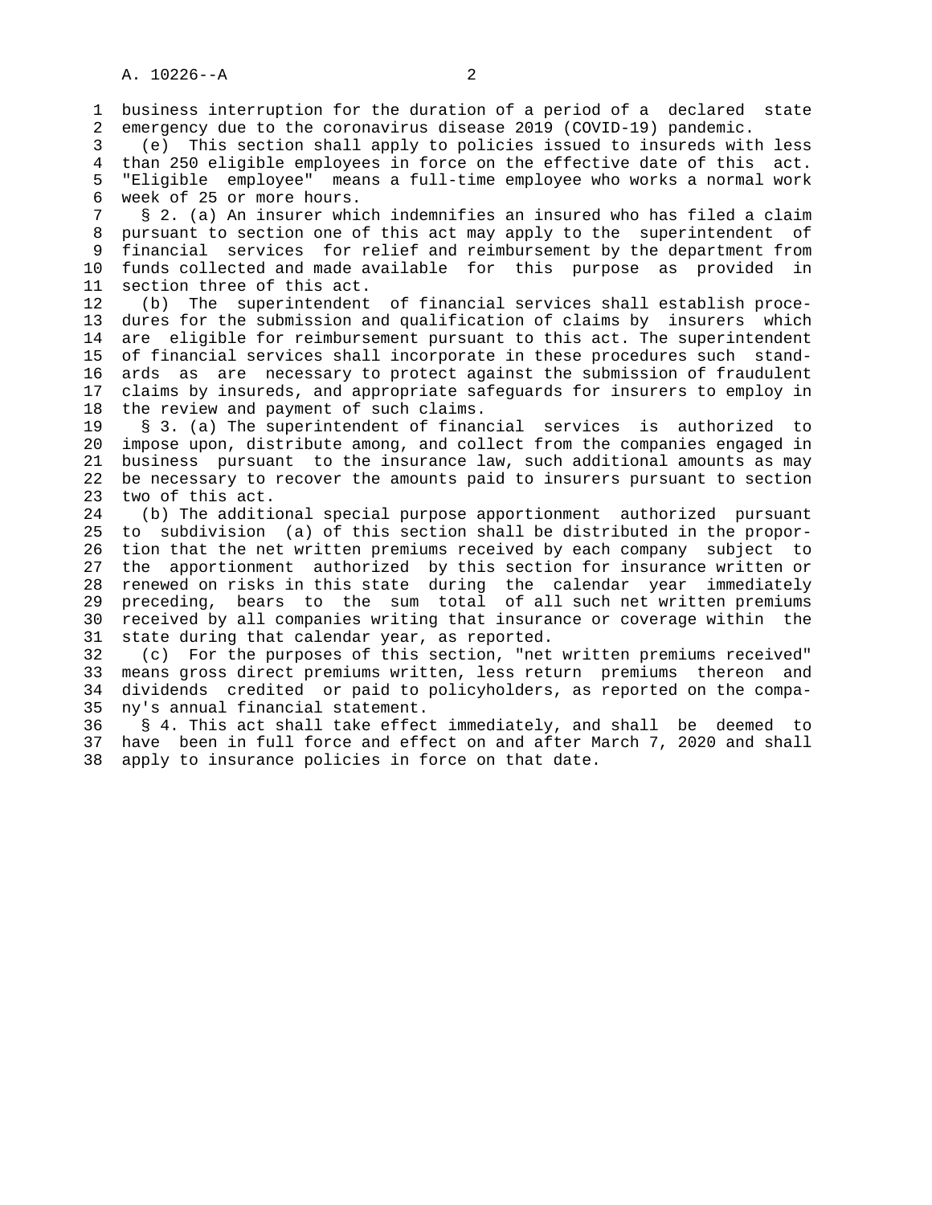business interruption for the duration of a period of a declared state emergency due to the coronavirus disease 2019 (COVID-19) pandemic.

(e) This section shall apply to policies issued to insureds with less than 250 eligible employees in force on the effective date of this act. "Eligible employee" means a full-time employee who works a normal work week of 25 or more hours.

§ 2. (a) An insurer which indemnifies an insured who has filed a claim pursuant to section one of this act may apply to the superintendent of financial services for relief and reimbursement by the department from funds collected and made available for this purpose as provided in section three of this act.

(b) The superintendent of financial services shall establish procedures for the submission and qualification of claims by insurers which are eligible for reimbursement pursuant to this act. The superintendent of financial services shall incorporate in these procedures such standards as are necessary to protect against the submission of fraudulent claims by insureds, and appropriate safeguards for insurers to employ in the review and payment of such claims.

§ 3. (a) The superintendent of financial services is authorized to impose upon, distribute among, and collect from the companies engaged in business pursuant to the insurance law, such additional amounts as may be necessary to recover the amounts paid to insurers pursuant to section two of this act.

(b) The additional special purpose apportionment authorized pursuant to subdivision (a) of this section shall be distributed in the proportion that the net written premiums received by each company subject to the apportionment authorized by this section for insurance written or renewed on risks in this state during the calendar year immediately preceding, bears to the sum total of all such net written premiums received by all companies writing that insurance or coverage within the state during that calendar year, as reported.

(c) For the purposes of this section, "net written premiums received" means gross direct premiums written, less return premiums thereon and dividends credited or paid to policyholders, as reported on the company's annual financial statement.

§ 4. This act shall take effect immediately, and shall be deemed to have been in full force and effect on and after March 7, 2020 and shall apply to insurance policies in force on that date.